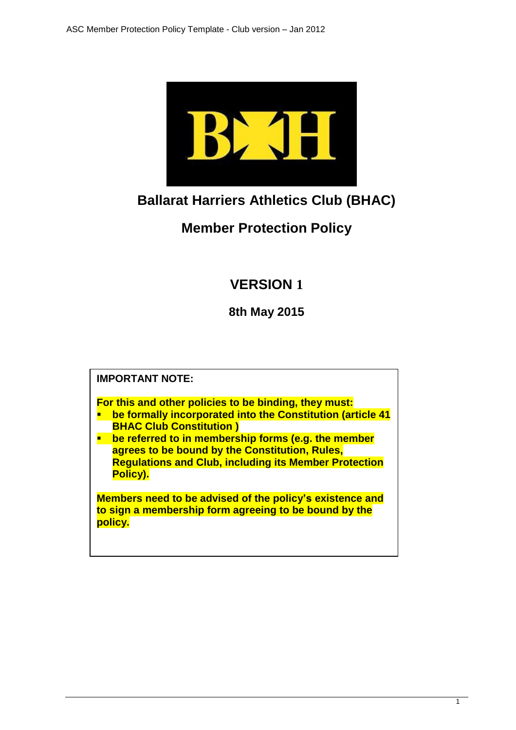# Ballarat Harriers Athletics Club (BHAC)

## Member Protection Policy

## VERSION 1

**8th May 2015**

**IMPORTANT NOTE:**

**For this and other policies to be binding, they must:**

- **be formally incorporated into the Constitution (article 41 BHAC Club Constitution )**
- **be referred to in membership forms (e.g. the member agrees to be bound by the Constitution, Rules, Regulations and Club, including its Member Protection Policy).**

**Members need to be advised of the policy's existence and to sign a membership form agreeing to be bound by the policy.**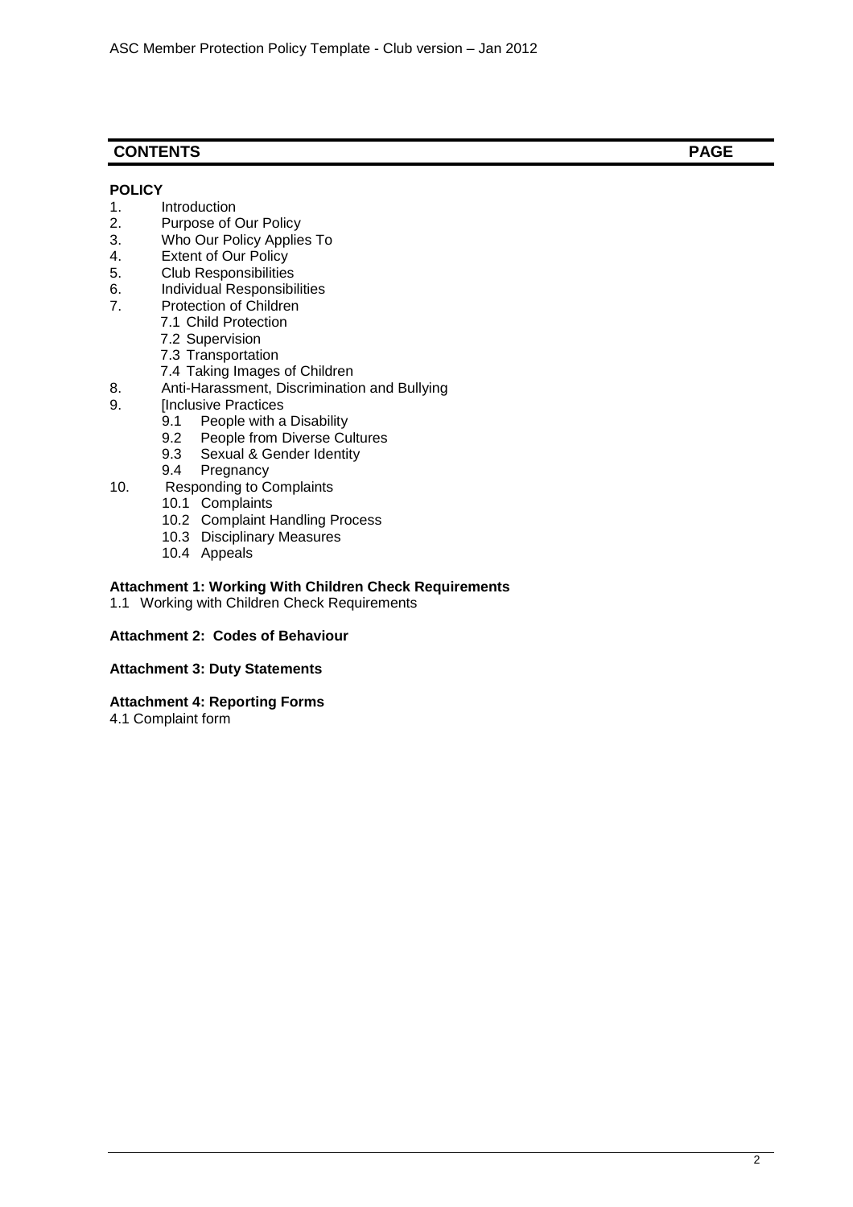## CONTENTS PAGE

**POLICY**

1. Introduction
2. Purpose of Our Policy
3. Who Our Policy Applies To
4. Extent of Our Policy
5. Club Responsibilities
6. Individual Responsibilities
7. Protection of Children
   - 7.1 Child Protection
   - 7.2 Supervision
   - 7.3 Transportation
   - 7.4 Taking Images of Children
8. Anti-Harassment, Discrimination and Bullying
9. [Inclusive Practices
   - 9.1 People with a Disability
   - 9.2 People from Diverse Cultures
   - 9.3 Sexual & Gender Identity
   - 9.4 Pregnancy
10. Responding to Complaints
    - 10.1 Complaints
    - 10.2 Complaint Handling Process
    - 10.3 Disciplinary Measures
    - 10.4 Appeals

**Attachment 1: Working With Children Check Requirements**

1.1 Working with Children Check Requirements

**Attachment 2: Codes of Behaviour**

**Attachment 3: Duty Statements**

**Attachment 4: Reporting Forms**

4.1 Complaint form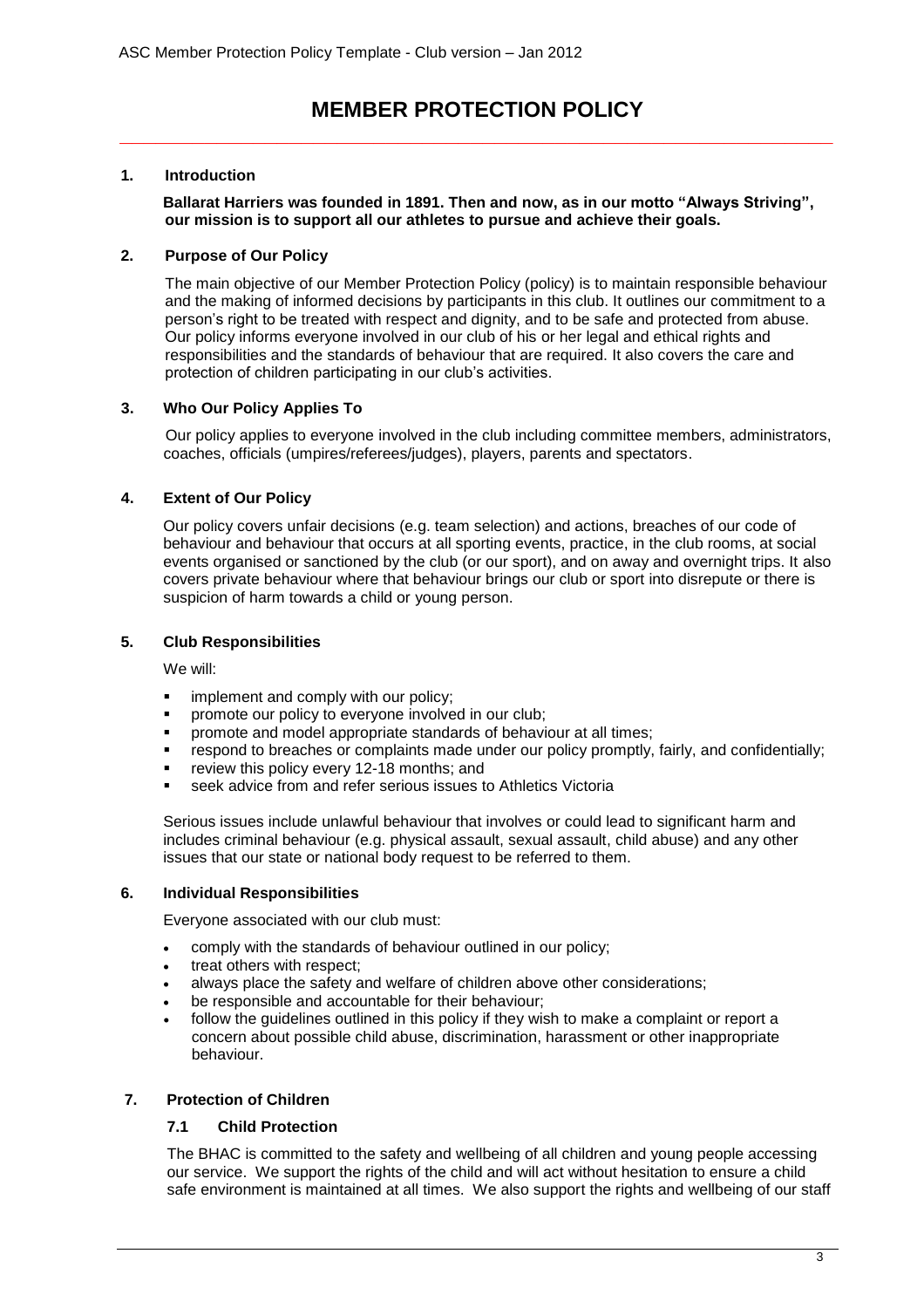# MEMBER PROTECTION POLICY

## 1. Introduction

**Ballarat Harriers was founded in 1891. Then and now, as in our motto "Always Striving", our mission is to support all our athletes to pursue and achieve their goals.**

## 2. Purpose of Our Policy

The main objective of our Member Protection Policy (policy) is to maintain responsible behaviour and the making of informed decisions by participants in this club. It outlines our commitment to a person's right to be treated with respect and dignity, and to be safe and protected from abuse. Our policy informs everyone involved in our club of his or her legal and ethical rights and responsibilities and the standards of behaviour that are required. It also covers the care and protection of children participating in our club's activities.

## 3. Who Our Policy Applies To

Our policy applies to everyone involved in the club including committee members, administrators, coaches, officials (umpires/referees/judges), players, parents and spectators.

## 4. Extent of Our Policy

Our policy covers unfair decisions (e.g. team selection) and actions, breaches of our code of behaviour and behaviour that occurs at all sporting events, practice, in the club rooms, at social events organised or sanctioned by the club (or our sport), and on away and overnight trips. It also covers private behaviour where that behaviour brings our club or sport into disrepute or there is suspicion of harm towards a child or young person.

## 5. Club Responsibilities

We will:

- implement and comply with our policy;
- promote our policy to everyone involved in our club;
- promote and model appropriate standards of behaviour at all times;
- respond to breaches or complaints made under our policy promptly, fairly, and confidentially;
- review this policy every 12-18 months; and
- seek advice from and refer serious issues to Athletics Victoria

Serious issues include unlawful behaviour that involves or could lead to significant harm and includes criminal behaviour (e.g. physical assault, sexual assault, child abuse) and any other issues that our state or national body request to be referred to them.

## 6. Individual Responsibilities

Everyone associated with our club must:

- comply with the standards of behaviour outlined in our policy;
- treat others with respect;
- always place the safety and welfare of children above other considerations;
- be responsible and accountable for their behaviour;
- follow the guidelines outlined in this policy if they wish to make a complaint or report a concern about possible child abuse, discrimination, harassment or other inappropriate behaviour.

## 7. Protection of Children

### 7.1 Child Protection

The BHAC is committed to the safety and wellbeing of all children and young people accessing our service. We support the rights of the child and will act without hesitation to ensure a child safe environment is maintained at all times. We also support the rights and wellbeing of our staff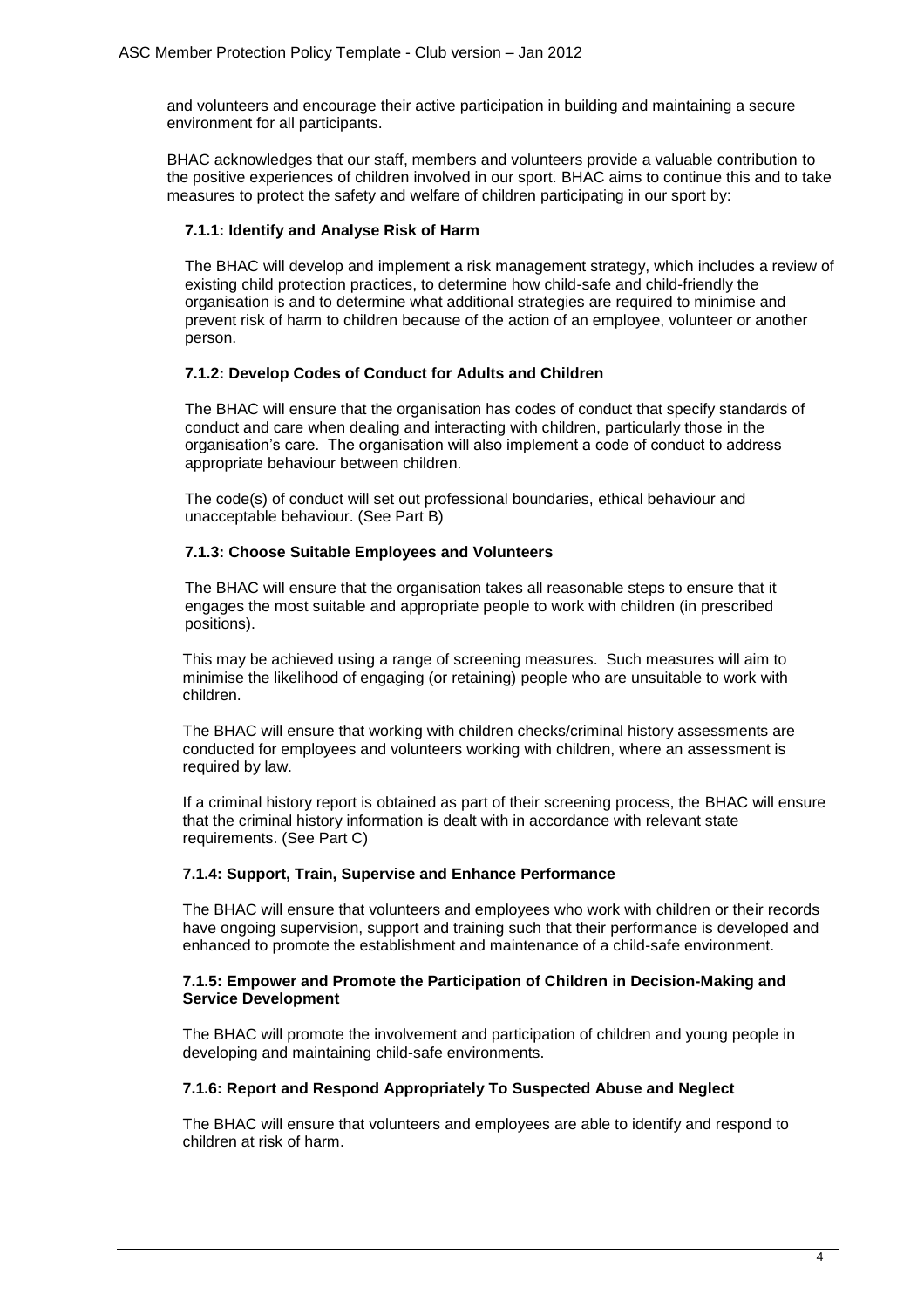and volunteers and encourage their active participation in building and maintaining a secure environment for all participants.

BHAC acknowledges that our staff, members and volunteers provide a valuable contribution to the positive experiences of children involved in our sport. BHAC aims to continue this and to take measures to protect the safety and welfare of children participating in our sport by:

#### 7.1.1: Identify and Analyse Risk of Harm

The BHAC will develop and implement a risk management strategy, which includes a review of existing child protection practices, to determine how child-safe and child-friendly the organisation is and to determine what additional strategies are required to minimise and prevent risk of harm to children because of the action of an employee, volunteer or another person.

#### 7.1.2: Develop Codes of Conduct for Adults and Children

The BHAC will ensure that the organisation has codes of conduct that specify standards of conduct and care when dealing and interacting with children, particularly those in the organisation's care. The organisation will also implement a code of conduct to address appropriate behaviour between children.

The code(s) of conduct will set out professional boundaries, ethical behaviour and unacceptable behaviour. (See Part B)

#### 7.1.3: Choose Suitable Employees and Volunteers

The BHAC will ensure that the organisation takes all reasonable steps to ensure that it engages the most suitable and appropriate people to work with children (in prescribed positions).

This may be achieved using a range of screening measures. Such measures will aim to minimise the likelihood of engaging (or retaining) people who are unsuitable to work with children.

The BHAC will ensure that working with children checks/criminal history assessments are conducted for employees and volunteers working with children, where an assessment is required by law.

If a criminal history report is obtained as part of their screening process, the BHAC will ensure that the criminal history information is dealt with in accordance with relevant state requirements. (See Part C)

#### 7.1.4: Support, Train, Supervise and Enhance Performance

The BHAC will ensure that volunteers and employees who work with children or their records have ongoing supervision, support and training such that their performance is developed and enhanced to promote the establishment and maintenance of a child-safe environment.

#### 7.1.5: Empower and Promote the Participation of Children in Decision-Making and Service Development

The BHAC will promote the involvement and participation of children and young people in developing and maintaining child-safe environments.

#### 7.1.6: Report and Respond Appropriately To Suspected Abuse and Neglect

The BHAC will ensure that volunteers and employees are able to identify and respond to children at risk of harm.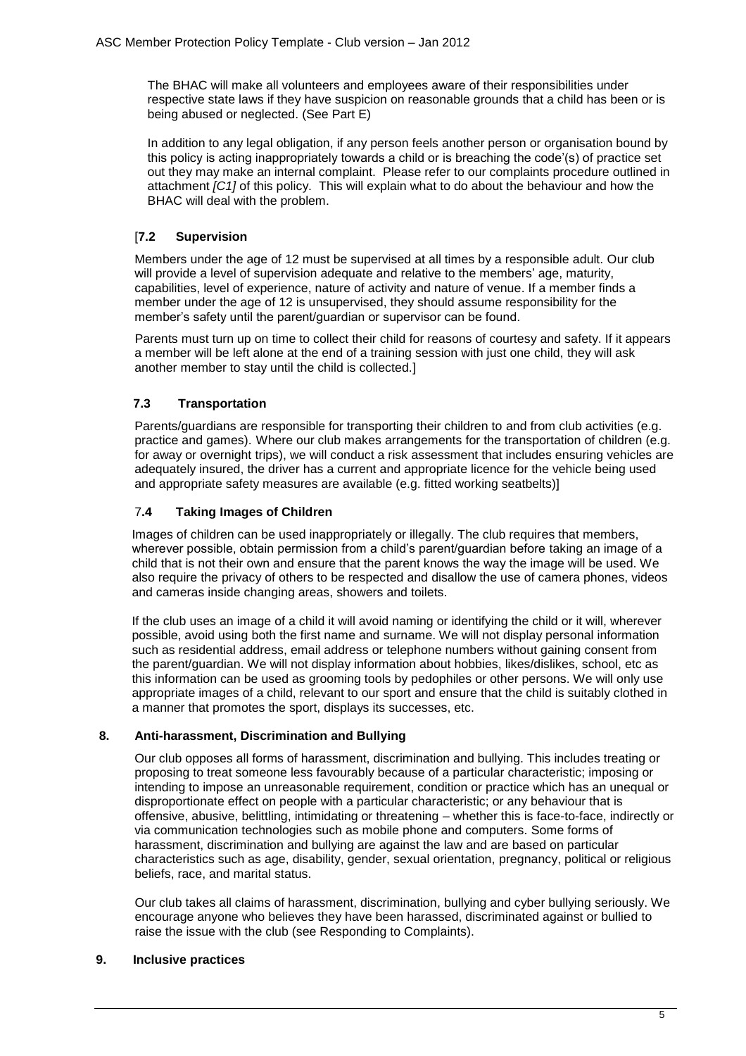The BHAC will make all volunteers and employees aware of their responsibilities under respective state laws if they have suspicion on reasonable grounds that a child has been or is being abused or neglected. (See Part E)

In addition to any legal obligation, if any person feels another person or organisation bound by this policy is acting inappropriately towards a child or is breaching the code'(s) of practice set out they may make an internal complaint. Please refer to our complaints procedure outlined in attachment *[C1]* of this policy. This will explain what to do about the behaviour and how the BHAC will deal with the problem.

### [**7.2 Supervision**

Members under the age of 12 must be supervised at all times by a responsible adult. Our club will provide a level of supervision adequate and relative to the members' age, maturity, capabilities, level of experience, nature of activity and nature of venue. If a member finds a member under the age of 12 is unsupervised, they should assume responsibility for the member's safety until the parent/guardian or supervisor can be found.

Parents must turn up on time to collect their child for reasons of courtesy and safety. If it appears a member will be left alone at the end of a training session with just one child, they will ask another member to stay until the child is collected.]

### 7.3 Transportation

Parents/guardians are responsible for transporting their children to and from club activities (e.g. practice and games). Where our club makes arrangements for the transportation of children (e.g. for away or overnight trips), we will conduct a risk assessment that includes ensuring vehicles are adequately insured, the driver has a current and appropriate licence for the vehicle being used and appropriate safety measures are available (e.g. fitted working seatbelts)]

### 7.4 Taking Images of Children

Images of children can be used inappropriately or illegally. The club requires that members, wherever possible, obtain permission from a child's parent/guardian before taking an image of a child that is not their own and ensure that the parent knows the way the image will be used. We also require the privacy of others to be respected and disallow the use of camera phones, videos and cameras inside changing areas, showers and toilets.

If the club uses an image of a child it will avoid naming or identifying the child or it will, wherever possible, avoid using both the first name and surname. We will not display personal information such as residential address, email address or telephone numbers without gaining consent from the parent/guardian. We will not display information about hobbies, likes/dislikes, school, etc as this information can be used as grooming tools by pedophiles or other persons. We will only use appropriate images of a child, relevant to our sport and ensure that the child is suitably clothed in a manner that promotes the sport, displays its successes, etc.

## 8. Anti-harassment, Discrimination and Bullying

Our club opposes all forms of harassment, discrimination and bullying. This includes treating or proposing to treat someone less favourably because of a particular characteristic; imposing or intending to impose an unreasonable requirement, condition or practice which has an unequal or disproportionate effect on people with a particular characteristic; or any behaviour that is offensive, abusive, belittling, intimidating or threatening – whether this is face-to-face, indirectly or via communication technologies such as mobile phone and computers. Some forms of harassment, discrimination and bullying are against the law and are based on particular characteristics such as age, disability, gender, sexual orientation, pregnancy, political or religious beliefs, race, and marital status.

Our club takes all claims of harassment, discrimination, bullying and cyber bullying seriously. We encourage anyone who believes they have been harassed, discriminated against or bullied to raise the issue with the club (see Responding to Complaints).

## 9. Inclusive practices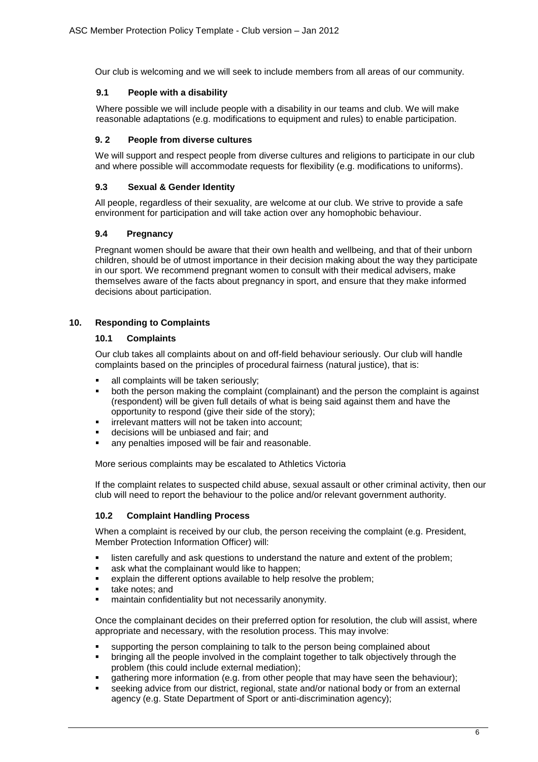Our club is welcoming and we will seek to include members from all areas of our community.

### 9.1 People with a disability

Where possible we will include people with a disability in our teams and club. We will make reasonable adaptations (e.g. modifications to equipment and rules) to enable participation.

### 9. 2 People from diverse cultures

We will support and respect people from diverse cultures and religions to participate in our club and where possible will accommodate requests for flexibility (e.g. modifications to uniforms).

### 9.3 Sexual & Gender Identity

All people, regardless of their sexuality, are welcome at our club. We strive to provide a safe environment for participation and will take action over any homophobic behaviour.

### 9.4 Pregnancy

Pregnant women should be aware that their own health and wellbeing, and that of their unborn children, should be of utmost importance in their decision making about the way they participate in our sport. We recommend pregnant women to consult with their medical advisers, make themselves aware of the facts about pregnancy in sport, and ensure that they make informed decisions about participation.

## 10. Responding to Complaints

### 10.1 Complaints

Our club takes all complaints about on and off-field behaviour seriously. Our club will handle complaints based on the principles of procedural fairness (natural justice), that is:

- all complaints will be taken seriously;
- both the person making the complaint (complainant) and the person the complaint is against (respondent) will be given full details of what is being said against them and have the opportunity to respond (give their side of the story);
- irrelevant matters will not be taken into account;
- decisions will be unbiased and fair; and
- any penalties imposed will be fair and reasonable.

More serious complaints may be escalated to Athletics Victoria

If the complaint relates to suspected child abuse, sexual assault or other criminal activity, then our club will need to report the behaviour to the police and/or relevant government authority.

### 10.2 Complaint Handling Process

When a complaint is received by our club, the person receiving the complaint (e.g. President, Member Protection Information Officer) will:

- listen carefully and ask questions to understand the nature and extent of the problem;
- ask what the complainant would like to happen;
- explain the different options available to help resolve the problem;
- take notes; and
- maintain confidentiality but not necessarily anonymity.

Once the complainant decides on their preferred option for resolution, the club will assist, where appropriate and necessary, with the resolution process. This may involve:

- supporting the person complaining to talk to the person being complained about
- bringing all the people involved in the complaint together to talk objectively through the problem (this could include external mediation);
- gathering more information (e.g. from other people that may have seen the behaviour);
- seeking advice from our district, regional, state and/or national body or from an external agency (e.g. State Department of Sport or anti-discrimination agency);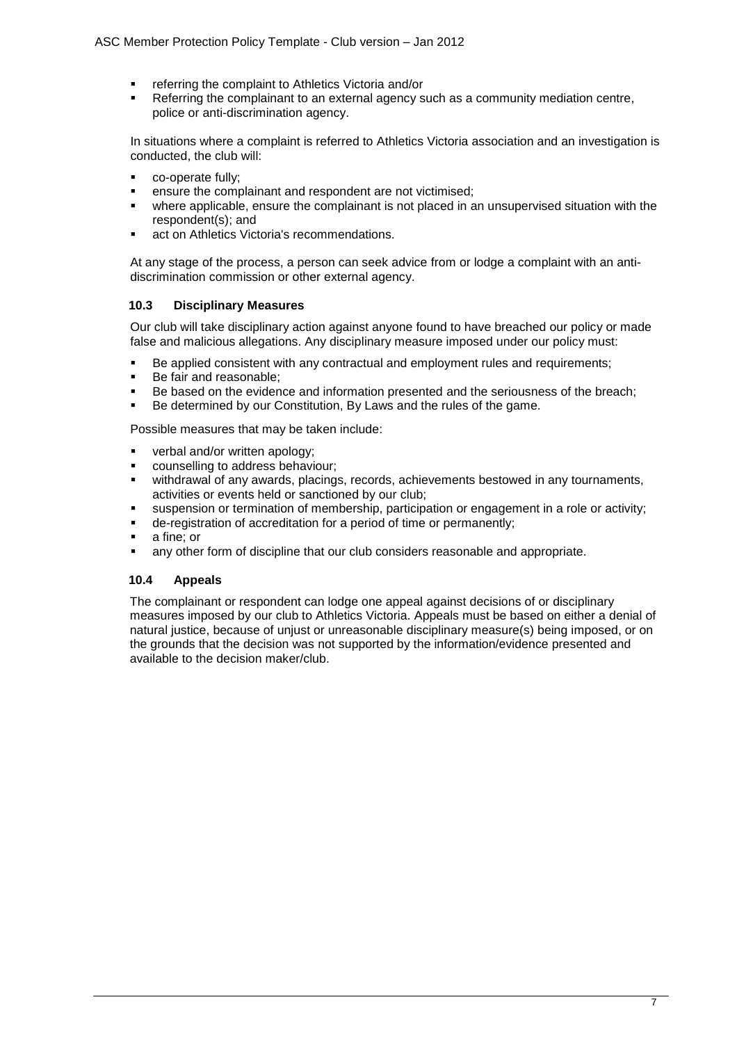- referring the complaint to Athletics Victoria and/or
- Referring the complainant to an external agency such as a community mediation centre, police or anti-discrimination agency.

In situations where a complaint is referred to Athletics Victoria association and an investigation is conducted, the club will:

- co-operate fully;
- ensure the complainant and respondent are not victimised;
- where applicable, ensure the complainant is not placed in an unsupervised situation with the respondent(s); and
- act on Athletics Victoria's recommendations.

At any stage of the process, a person can seek advice from or lodge a complaint with an anti-discrimination commission or other external agency.

### 10.3 Disciplinary Measures

Our club will take disciplinary action against anyone found to have breached our policy or made false and malicious allegations. Any disciplinary measure imposed under our policy must:

- Be applied consistent with any contractual and employment rules and requirements;
- Be fair and reasonable;
- Be based on the evidence and information presented and the seriousness of the breach;
- Be determined by our Constitution, By Laws and the rules of the game.

Possible measures that may be taken include:

- verbal and/or written apology;
- counselling to address behaviour;
- withdrawal of any awards, placings, records, achievements bestowed in any tournaments, activities or events held or sanctioned by our club;
- suspension or termination of membership, participation or engagement in a role or activity;
- de-registration of accreditation for a period of time or permanently;
- a fine; or
- any other form of discipline that our club considers reasonable and appropriate.

### 10.4 Appeals

The complainant or respondent can lodge one appeal against decisions of or disciplinary measures imposed by our club to Athletics Victoria. Appeals must be based on either a denial of natural justice, because of unjust or unreasonable disciplinary measure(s) being imposed, or on the grounds that the decision was not supported by the information/evidence presented and available to the decision maker/club.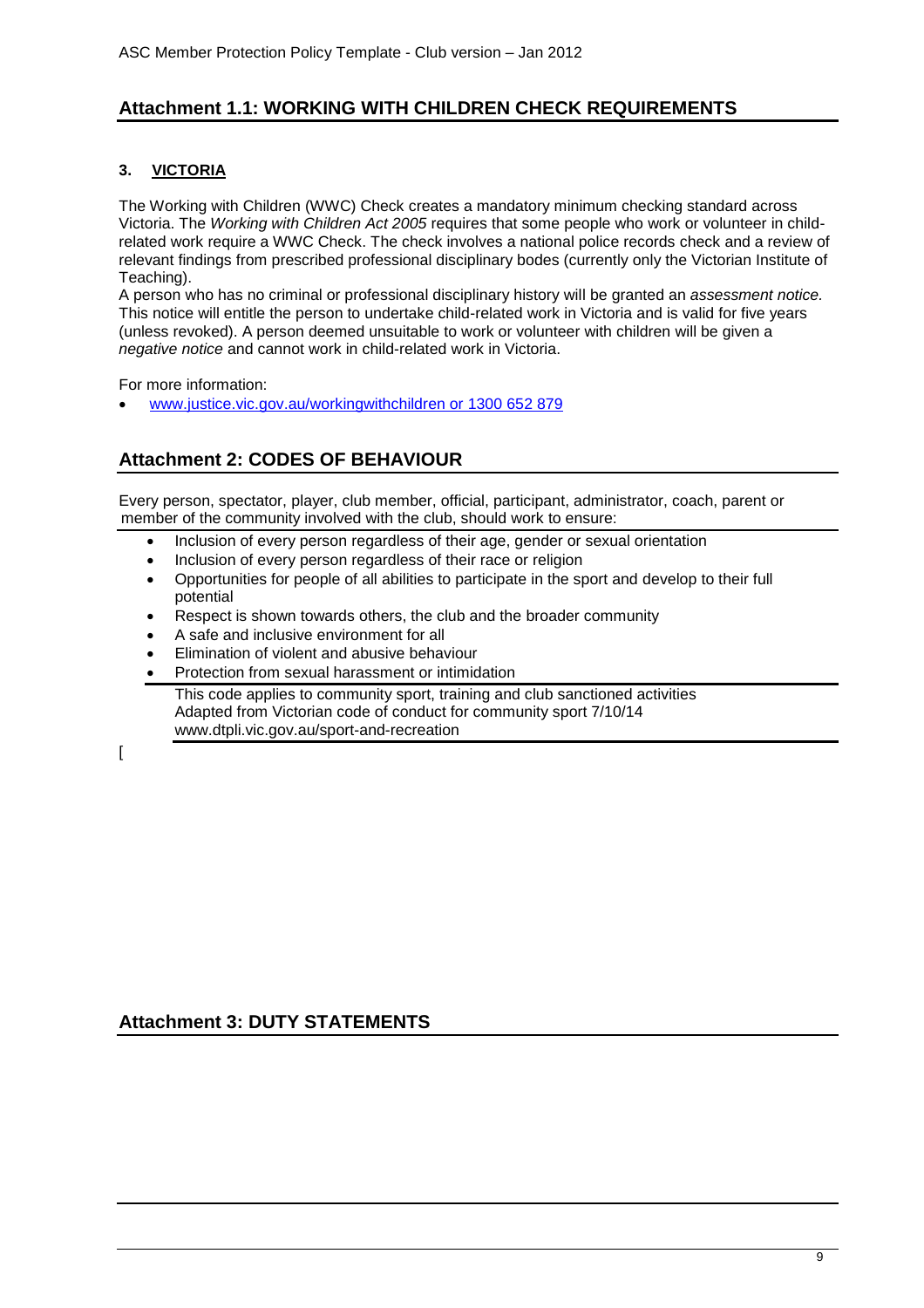## Attachment 1.1: WORKING WITH CHILDREN CHECK REQUIREMENTS

### 3. VICTORIA

The Working with Children (WWC) Check creates a mandatory minimum checking standard across Victoria. The *Working with Children Act 2005* requires that some people who work or volunteer in child-related work require a WWC Check. The check involves a national police records check and a review of relevant findings from prescribed professional disciplinary bodes (currently only the Victorian Institute of Teaching).
A person who has no criminal or professional disciplinary history will be granted an *assessment notice.* This notice will entitle the person to undertake child-related work in Victoria and is valid for five years (unless revoked). A person deemed unsuitable to work or volunteer with children will be given a *negative notice* and cannot work in child-related work in Victoria.

For more information:

- www.justice.vic.gov.au/workingwithchildren or 1300 652 879

## Attachment 2: CODES OF BEHAVIOUR

Every person, spectator, player, club member, official, participant, administrator, coach, parent or member of the community involved with the club, should work to ensure:

- Inclusion of every person regardless of their age, gender or sexual orientation
- Inclusion of every person regardless of their race or religion
- Opportunities for people of all abilities to participate in the sport and develop to their full potential
- Respect is shown towards others, the club and the broader community
- A safe and inclusive environment for all
- Elimination of violent and abusive behaviour
- Protection from sexual harassment or intimidation

This code applies to community sport, training and club sanctioned activities
Adapted from Victorian code of conduct for community sport 7/10/14
www.dtpli.vic.gov.au/sport-and-recreation

[

## Attachment 3: DUTY STATEMENTS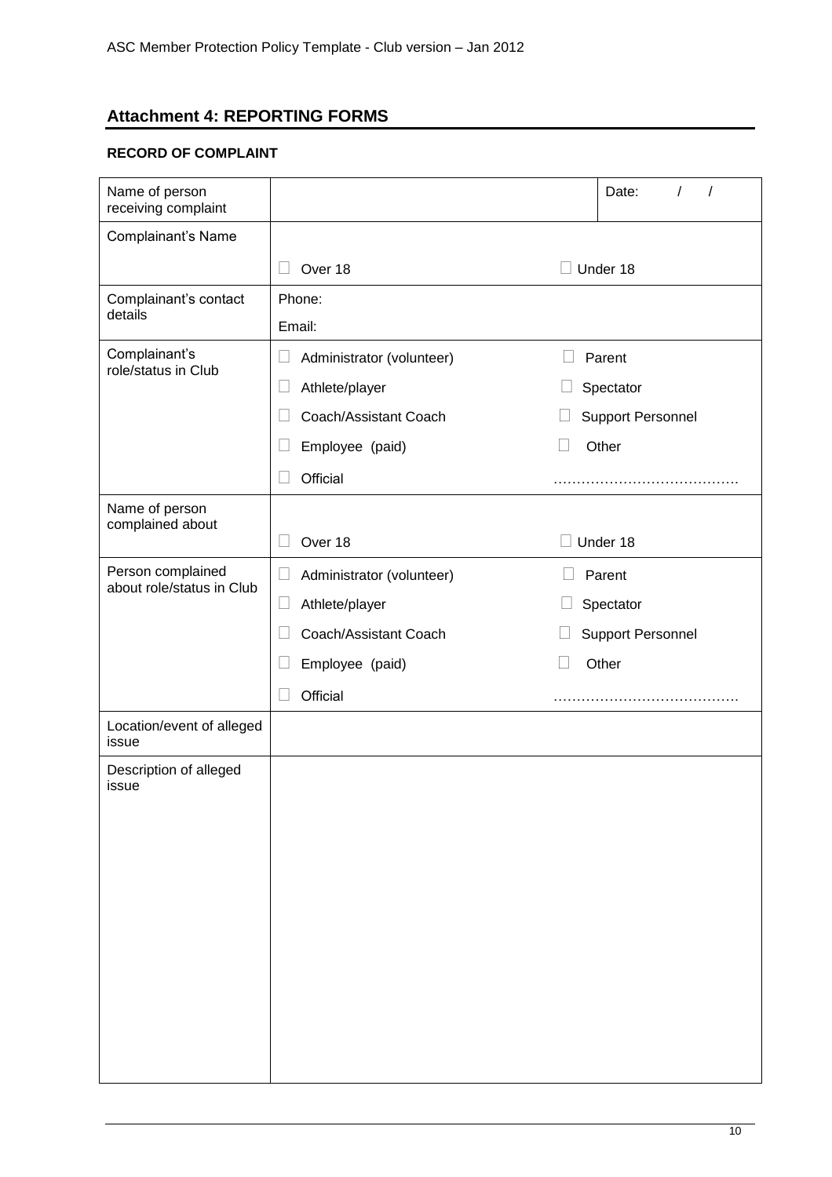## Attachment 4: REPORTING FORMS

### RECORD OF COMPLAINT

| Name of person receiving complaint | | Date: / / |
|---|---|---|
| Complainant's Name | ☐ Over 18 | ☐ Under 18 |
| Complainant's contact details | Phone:<br>Email: | |
| Complainant's role/status in Club | ☐ Administrator (volunteer)<br>☐ Athlete/player<br>☐ Coach/Assistant Coach<br>☐ Employee (paid)<br>☐ Official | ☐ Parent<br>☐ Spectator<br>☐ Support Personnel<br>☐ Other<br>………………………………… |
| Name of person complained about | ☐ Over 18 | ☐ Under 18 |
| Person complained about role/status in Club | ☐ Administrator (volunteer)<br>☐ Athlete/player<br>☐ Coach/Assistant Coach<br>☐ Employee (paid)<br>☐ Official | ☐ Parent<br>☐ Spectator<br>☐ Support Personnel<br>☐ Other<br>………………………………… |
| Location/event of alleged issue | | |
| Description of alleged issue | | |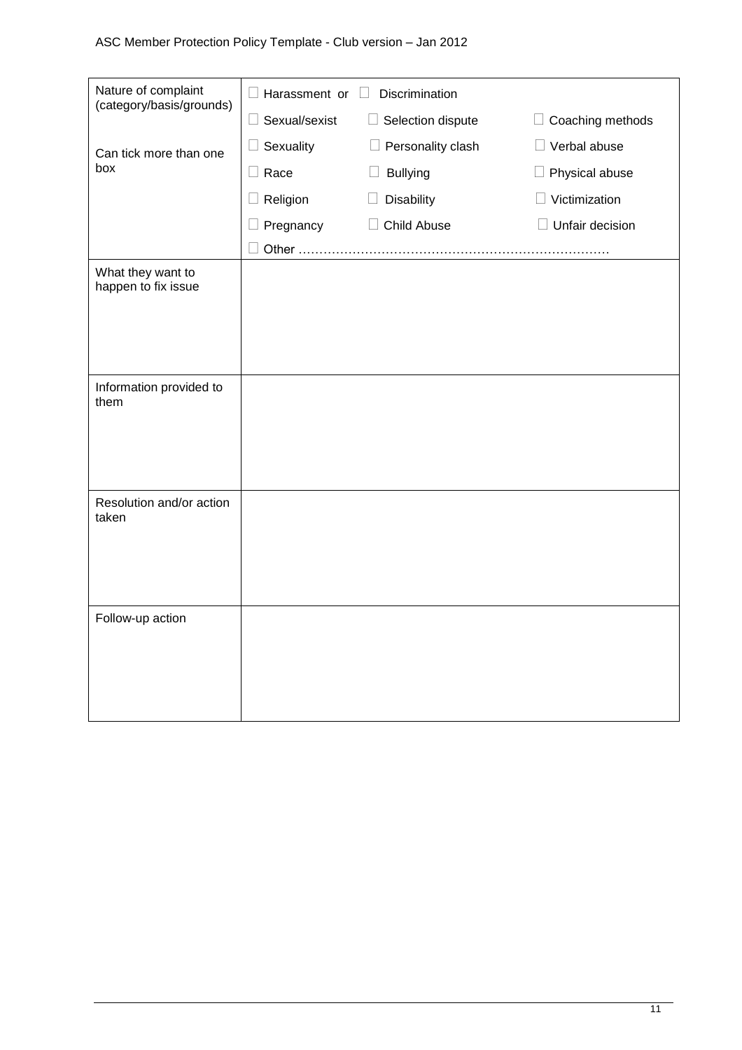| | |
|---|---|
| Nature of complaint (category/basis/grounds)<br><br>Can tick more than one box | ☐ Harassment or ☐ Discrimination<br>☐ Sexual/sexist ☐ Selection dispute ☐ Coaching methods<br>☐ Sexuality ☐ Personality clash ☐ Verbal abuse<br>☐ Race ☐ Bullying ☐ Physical abuse<br>☐ Religion ☐ Disability ☐ Victimization<br>☐ Pregnancy ☐ Child Abuse ☐ Unfair decision<br>☐ Other ………………………………………………………………… |
| What they want to happen to fix issue | |
| Information provided to them | |
| Resolution and/or action taken | |
| Follow-up action | |